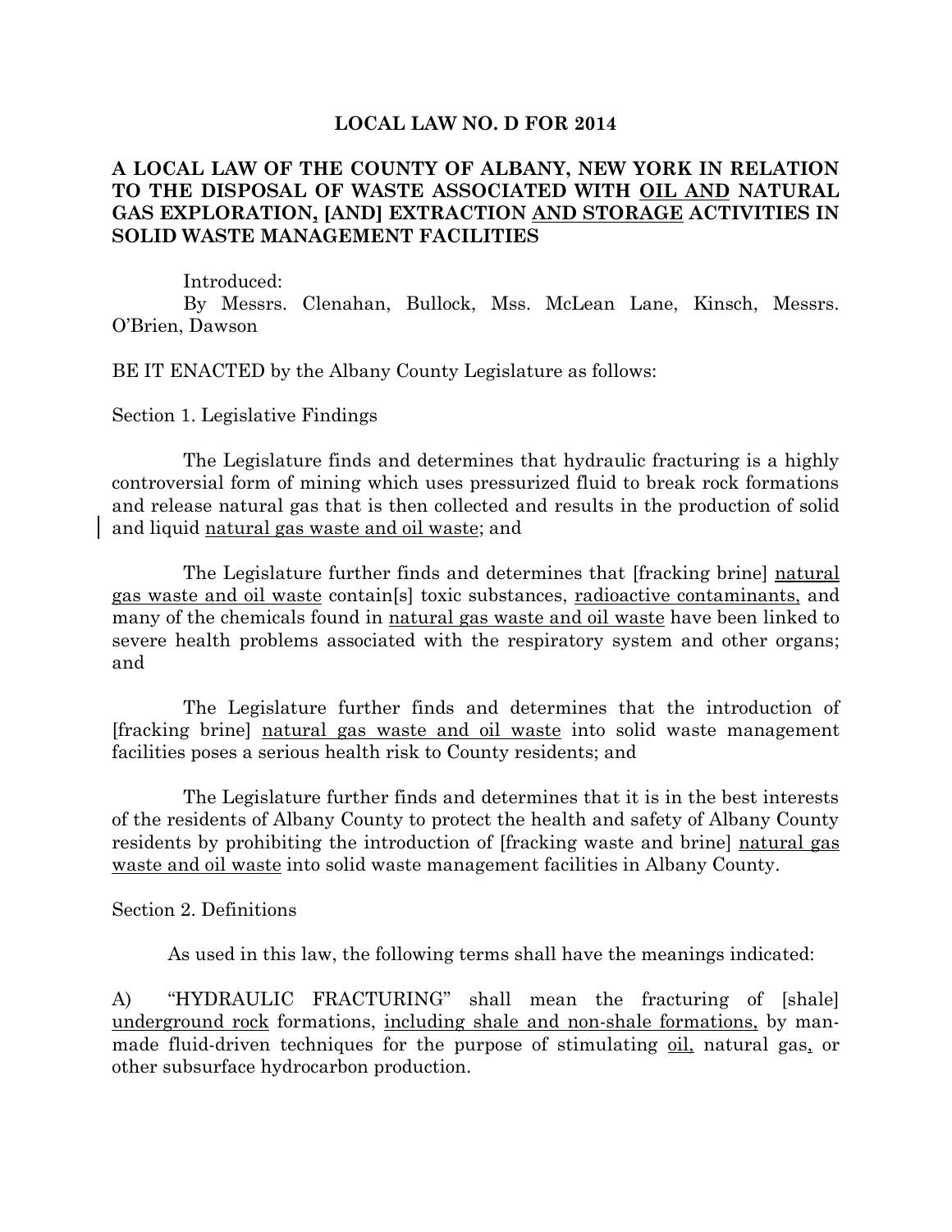**LOCAL LAW NO. D FOR 2014**

**A LOCAL LAW OF THE COUNTY OF ALBANY, NEW YORK IN RELATION TO THE DISPOSAL OF WASTE ASSOCIATED WITH <u>OIL AND</u> NATURAL GAS EXPLORATION<u>,</u> [AND] EXTRACTION <u>AND STORAGE</u> ACTIVITIES IN SOLID WASTE MANAGEMENT FACILITIES**

Introduced:
By Messrs. Clenahan, Bullock, Mss. McLean Lane, Kinsch, Messrs. O'Brien, Dawson

BE IT ENACTED by the Albany County Legislature as follows:

Section 1. Legislative Findings

The Legislature finds and determines that hydraulic fracturing is a highly controversial form of mining which uses pressurized fluid to break rock formations and release natural gas that is then collected and results in the production of solid and liquid <u>natural gas waste and oil waste</u>; and

The Legislature further finds and determines that [fracking brine] <u>natural gas waste and oil waste</u> contain[s] toxic substances, <u>radioactive contaminants,</u> and many of the chemicals found in <u>natural gas waste and oil waste</u> have been linked to severe health problems associated with the respiratory system and other organs; and

The Legislature further finds and determines that the introduction of [fracking brine] <u>natural gas waste and oil waste</u> into solid waste management facilities poses a serious health risk to County residents; and

The Legislature further finds and determines that it is in the best interests of the residents of Albany County to protect the health and safety of Albany County residents by prohibiting the introduction of [fracking waste and brine] <u>natural gas waste and oil waste</u> into solid waste management facilities in Albany County.

Section 2. Definitions

As used in this law, the following terms shall have the meanings indicated:

A) "HYDRAULIC FRACTURING" shall mean the fracturing of [shale] <u>underground rock</u> formations, <u>including shale and non-shale formations,</u> by man-made fluid-driven techniques for the purpose of stimulating <u>oil,</u> natural gas<u>,</u> or other subsurface hydrocarbon production.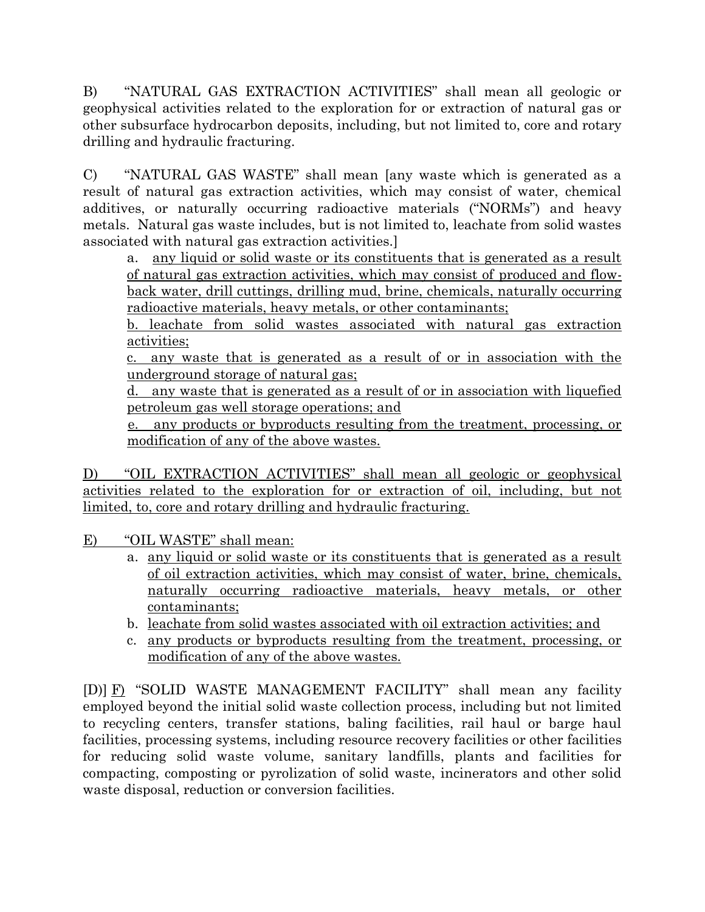B) "NATURAL GAS EXTRACTION ACTIVITIES" shall mean all geologic or geophysical activities related to the exploration for or extraction of natural gas or other subsurface hydrocarbon deposits, including, but not limited to, core and rotary drilling and hydraulic fracturing.

C) "NATURAL GAS WASTE" shall mean [any waste which is generated as a result of natural gas extraction activities, which may consist of water, chemical additives, or naturally occurring radioactive materials ("NORMs") and heavy metals. Natural gas waste includes, but is not limited to, leachate from solid wastes associated with natural gas extraction activities.]

a. <u>any liquid or solid waste or its constituents that is generated as a result of natural gas extraction activities, which may consist of produced and flow-back water, drill cuttings, drilling mud, brine, chemicals, naturally occurring radioactive materials, heavy metals, or other contaminants;</u>

b. <u>leachate from solid wastes associated with natural gas extraction activities;</u>

c. <u>any waste that is generated as a result of or in association with the underground storage of natural gas;</u>

d. <u>any waste that is generated as a result of or in association with liquefied petroleum gas well storage operations; and</u>

e. <u>any products or byproducts resulting from the treatment, processing, or modification of any of the above wastes.</u>

<u>D) "OIL EXTRACTION ACTIVITIES" shall mean all geologic or geophysical activities related to the exploration for or extraction of oil, including, but not limited, to, core and rotary drilling and hydraulic fracturing.</u>

<u>E) "OIL WASTE" shall mean:</u>

a. <u>any liquid or solid waste or its constituents that is generated as a result of oil extraction activities, which may consist of water, brine, chemicals, naturally occurring radioactive materials, heavy metals, or other contaminants;</u>

b. <u>leachate from solid wastes associated with oil extraction activities; and</u>

c. <u>any products or byproducts resulting from the treatment, processing, or modification of any of the above wastes.</u>

[D)] <u>F)</u> "SOLID WASTE MANAGEMENT FACILITY" shall mean any facility employed beyond the initial solid waste collection process, including but not limited to recycling centers, transfer stations, baling facilities, rail haul or barge haul facilities, processing systems, including resource recovery facilities or other facilities for reducing solid waste volume, sanitary landfills, plants and facilities for compacting, composting or pyrolization of solid waste, incinerators and other solid waste disposal, reduction or conversion facilities.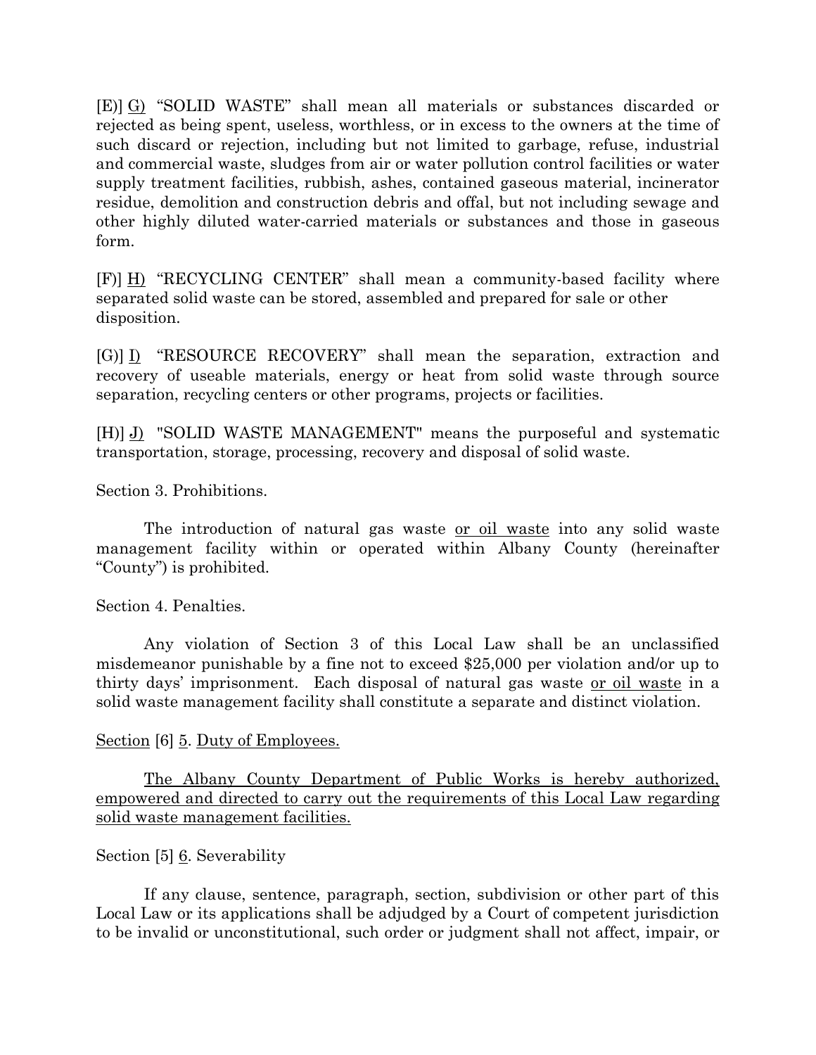[E)] G) "SOLID WASTE" shall mean all materials or substances discarded or rejected as being spent, useless, worthless, or in excess to the owners at the time of such discard or rejection, including but not limited to garbage, refuse, industrial and commercial waste, sludges from air or water pollution control facilities or water supply treatment facilities, rubbish, ashes, contained gaseous material, incinerator residue, demolition and construction debris and offal, but not including sewage and other highly diluted water-carried materials or substances and those in gaseous form.

[F)] H) "RECYCLING CENTER" shall mean a community-based facility where separated solid waste can be stored, assembled and prepared for sale or other disposition.

[G)] I) "RESOURCE RECOVERY" shall mean the separation, extraction and recovery of useable materials, energy or heat from solid waste through source separation, recycling centers or other programs, projects or facilities.

[H)] J) "SOLID WASTE MANAGEMENT" means the purposeful and systematic transportation, storage, processing, recovery and disposal of solid waste.

Section 3. Prohibitions.

The introduction of natural gas waste <u>or oil waste</u> into any solid waste management facility within or operated within Albany County (hereinafter "County") is prohibited.

Section 4. Penalties.

Any violation of Section 3 of this Local Law shall be an unclassified misdemeanor punishable by a fine not to exceed $25,000 per violation and/or up to thirty days' imprisonment. Each disposal of natural gas waste <u>or oil waste</u> in a solid waste management facility shall constitute a separate and distinct violation.

<u>Section</u> [6] <u>5</u>. <u>Duty of Employees.</u>

<u>The Albany County Department of Public Works is hereby authorized, empowered and directed to carry out the requirements of this Local Law regarding solid waste management facilities.</u>

Section [5] <u>6</u>. Severability

If any clause, sentence, paragraph, section, subdivision or other part of this Local Law or its applications shall be adjudged by a Court of competent jurisdiction to be invalid or unconstitutional, such order or judgment shall not affect, impair, or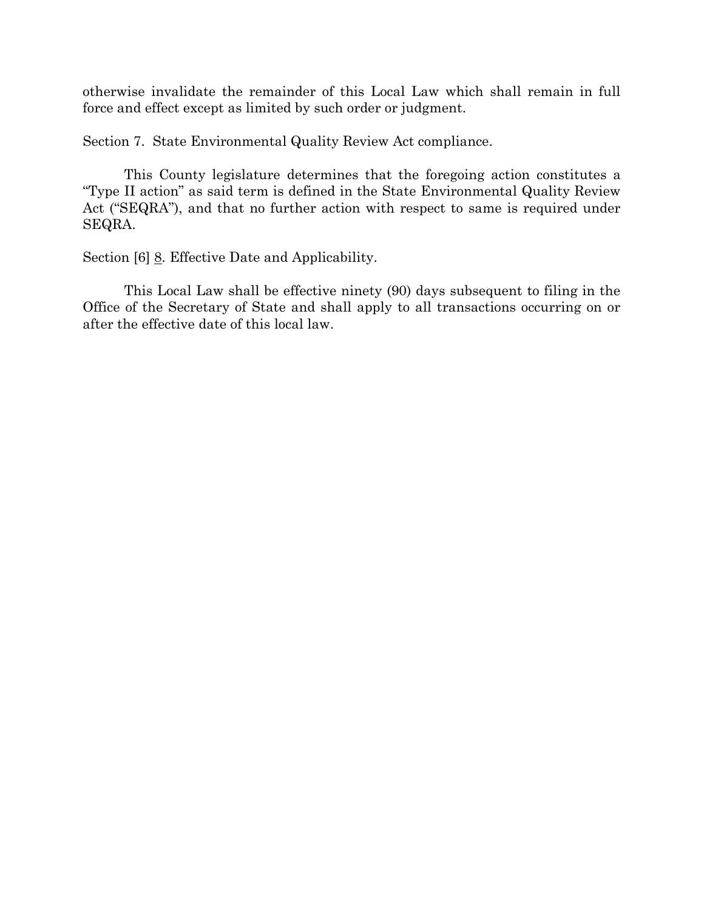otherwise invalidate the remainder of this Local Law which shall remain in full force and effect except as limited by such order or judgment.

Section 7. State Environmental Quality Review Act compliance.

This County legislature determines that the foregoing action constitutes a “Type II action” as said term is defined in the State Environmental Quality Review Act (“SEQRA”), and that no further action with respect to same is required under SEQRA.

Section [6] <u>8</u>. Effective Date and Applicability.

This Local Law shall be effective ninety (90) days subsequent to filing in the Office of the Secretary of State and shall apply to all transactions occurring on or after the effective date of this local law.